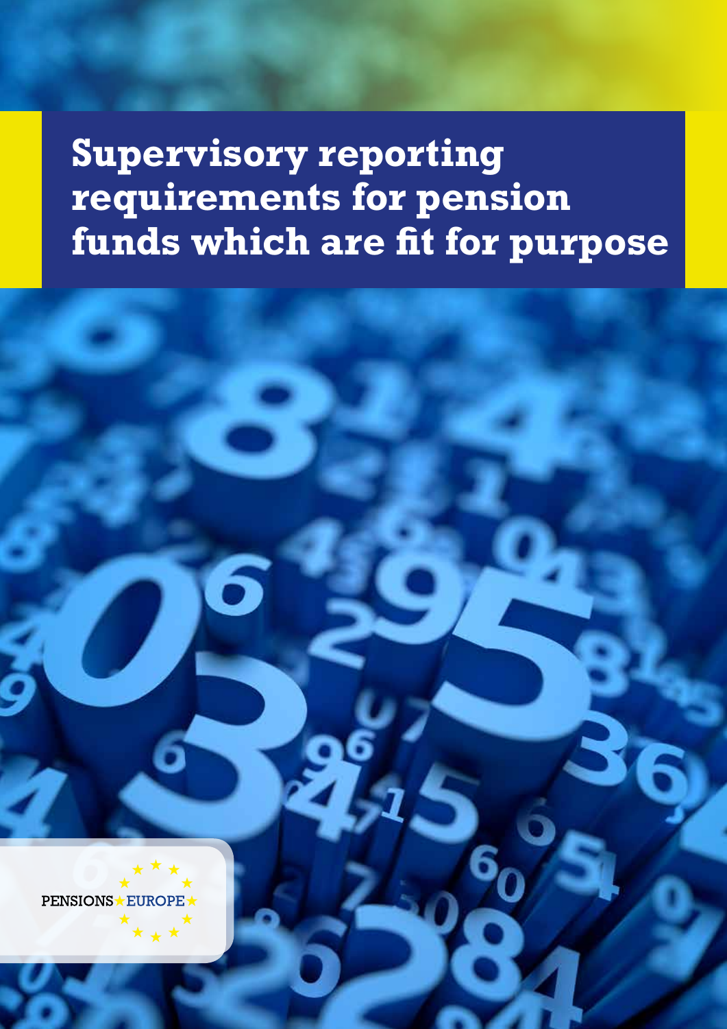# Supervisory reporting requirements for pension funds which are fit for purpose

PENSIONS EUROPE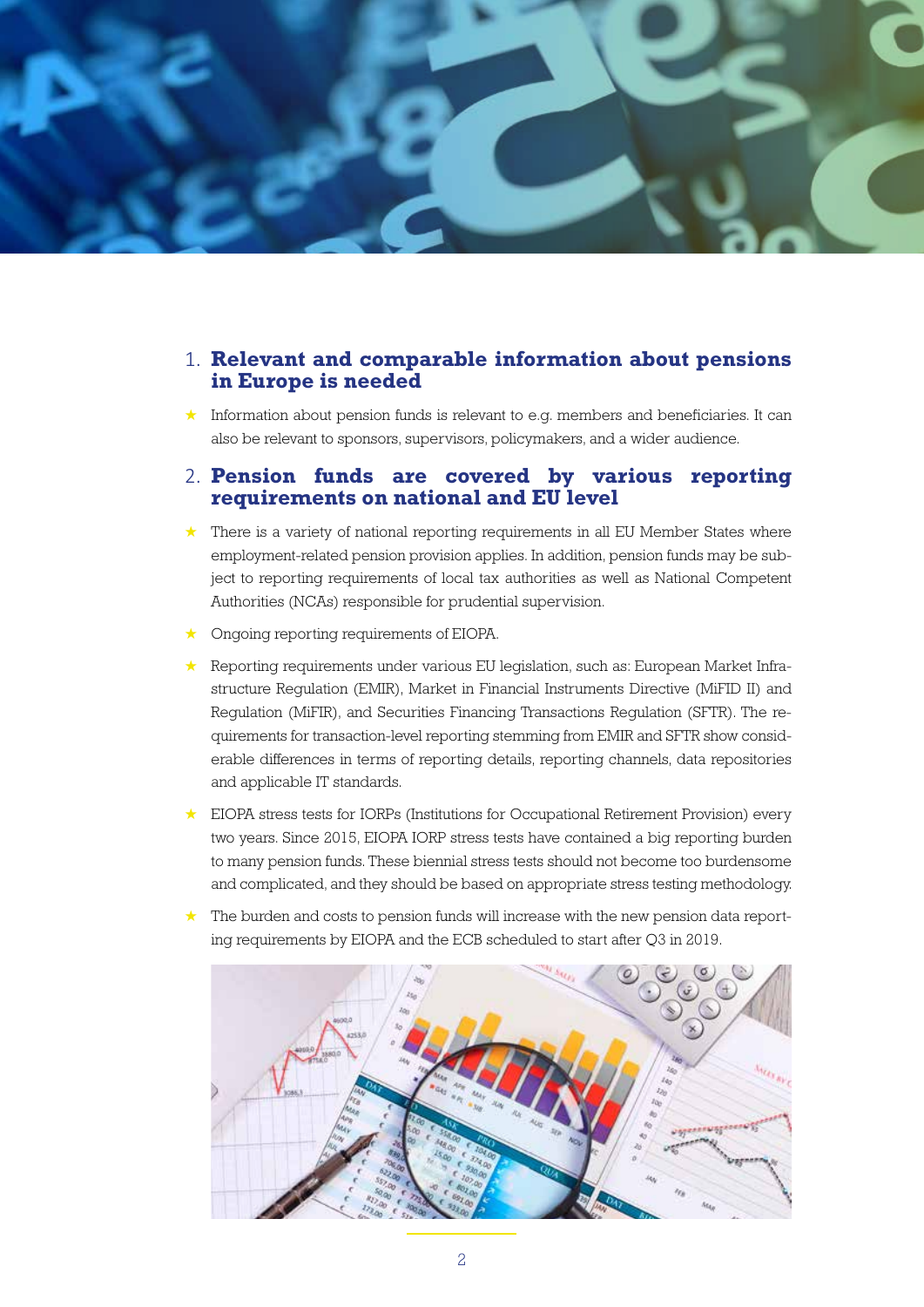## 1. Relevant and comparable information about pensions in Europe is needed

- Information about pension funds is relevant to e.g. members and beneficiaries. It can also be relevant to sponsors, supervisors, policymakers, and a wider audience.

## 2. Pension funds are covered by various reporting requirements on national and EU level

- There is a variety of national reporting requirements in all EU Member States where employment-related pension provision applies. In addition, pension funds may be subject to reporting requirements of local tax authorities as well as National Competent Authorities (NCAs) responsible for prudential supervision.
- Ongoing reporting requirements of EIOPA.
- Reporting requirements under various EU legislation, such as: European Market Infrastructure Regulation (EMIR), Market in Financial Instruments Directive (MiFID II) and Regulation (MiFIR), and Securities Financing Transactions Regulation (SFTR). The requirements for transaction-level reporting stemming from EMIR and SFTR show considerable differences in terms of reporting details, reporting channels, data repositories and applicable IT standards.
- EIOPA stress tests for IORPs (Institutions for Occupational Retirement Provision) every two years. Since 2015, EIOPA IORP stress tests have contained a big reporting burden to many pension funds. These biennial stress tests should not become too burdensome and complicated, and they should be based on appropriate stress testing methodology.
- The burden and costs to pension funds will increase with the new pension data reporting requirements by EIOPA and the ECB scheduled to start after Q3 in 2019.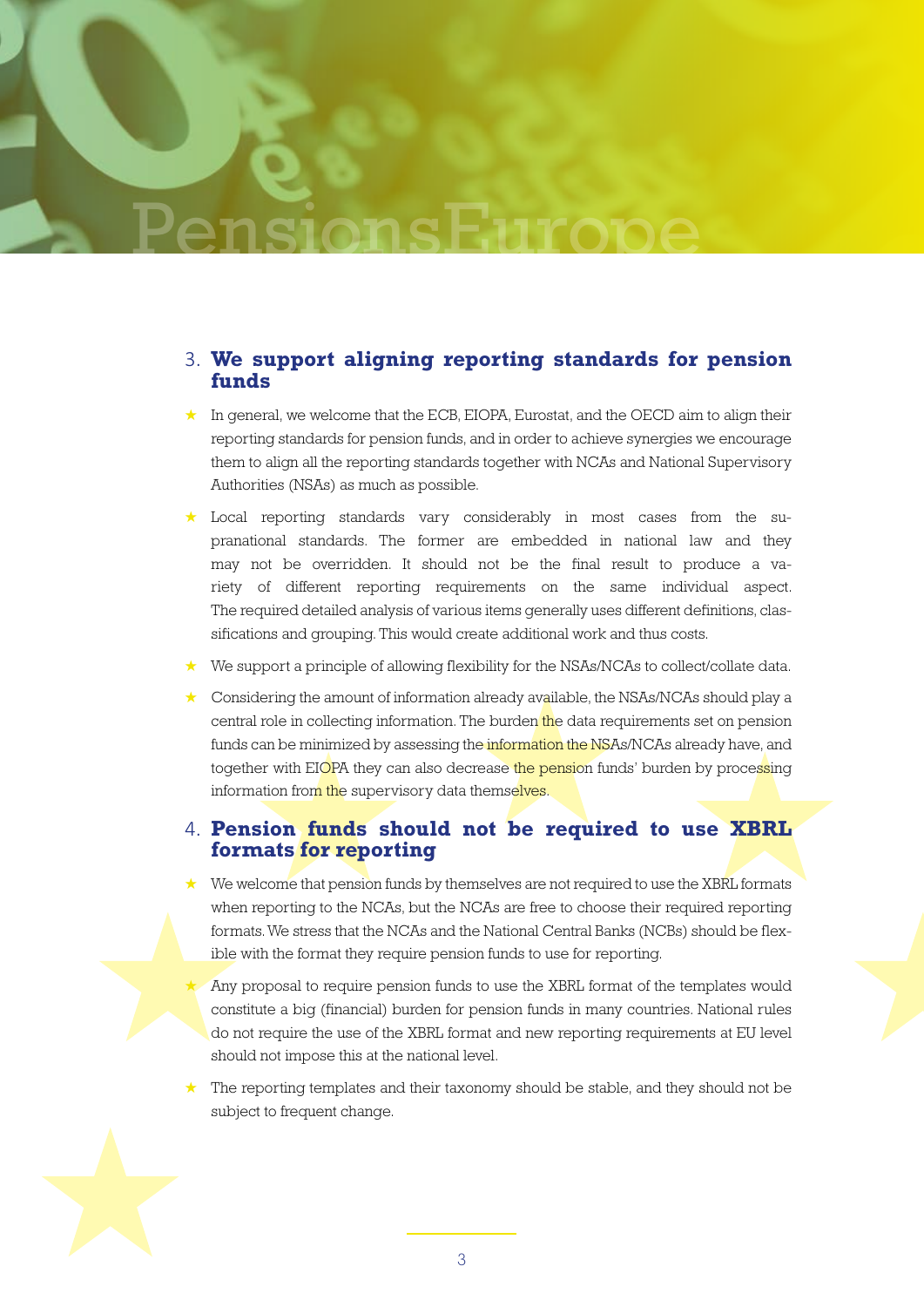## 3. We support aligning reporting standards for pension funds

- In general, we welcome that the ECB, EIOPA, Eurostat, and the OECD aim to align their reporting standards for pension funds, and in order to achieve synergies we encourage them to align all the reporting standards together with NCAs and National Supervisory Authorities (NSAs) as much as possible.
- Local reporting standards vary considerably in most cases from the supranational standards. The former are embedded in national law and they may not be overridden. It should not be the final result to produce a variety of different reporting requirements on the same individual aspect. The required detailed analysis of various items generally uses different definitions, classifications and grouping. This would create additional work and thus costs.
- We support a principle of allowing flexibility for the NSAs/NCAs to collect/collate data.
- Considering the amount of information already available, the NSAs/NCAs should play a central role in collecting information. The burden the data requirements set on pension funds can be minimized by assessing the information the NSAs/NCAs already have, and together with EIOPA they can also decrease the pension funds' burden by processing information from the supervisory data themselves.

## 4. Pension funds should not be required to use XBRL formats for reporting

- We welcome that pension funds by themselves are not required to use the XBRL formats when reporting to the NCAs, but the NCAs are free to choose their required reporting formats. We stress that the NCAs and the National Central Banks (NCBs) should be flexible with the format they require pension funds to use for reporting.
- Any proposal to require pension funds to use the XBRL format of the templates would constitute a big (financial) burden for pension funds in many countries. National rules do not require the use of the XBRL format and new reporting requirements at EU level should not impose this at the national level.
- The reporting templates and their taxonomy should be stable, and they should not be subject to frequent change.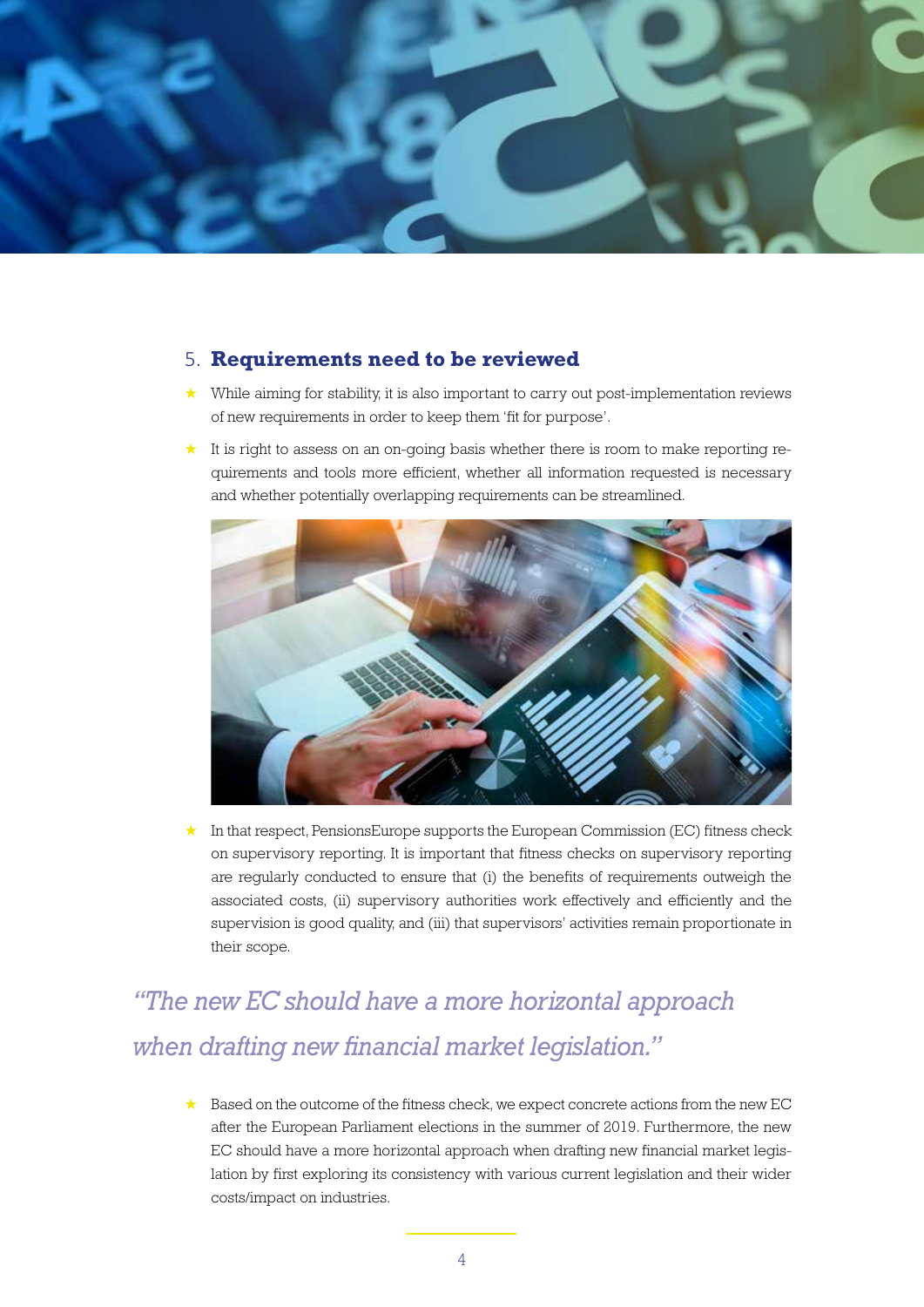## 5. **Requirements need to be reviewed**

- While aiming for stability, it is also important to carry out post-implementation reviews of new requirements in order to keep them 'fit for purpose'.
- It is right to assess on an on-going basis whether there is room to make reporting requirements and tools more efficient, whether all information requested is necessary and whether potentially overlapping requirements can be streamlined.
- In that respect, PensionsEurope supports the European Commission (EC) fitness check on supervisory reporting. It is important that fitness checks on supervisory reporting are regularly conducted to ensure that (i) the benefits of requirements outweigh the associated costs, (ii) supervisory authorities work effectively and efficiently and the supervision is good quality, and (iii) that supervisors' activities remain proportionate in their scope.

*"The new EC should have a more horizontal approach when drafting new financial market legislation."*

- Based on the outcome of the fitness check, we expect concrete actions from the new EC after the European Parliament elections in the summer of 2019. Furthermore, the new EC should have a more horizontal approach when drafting new financial market legislation by first exploring its consistency with various current legislation and their wider costs/impact on industries.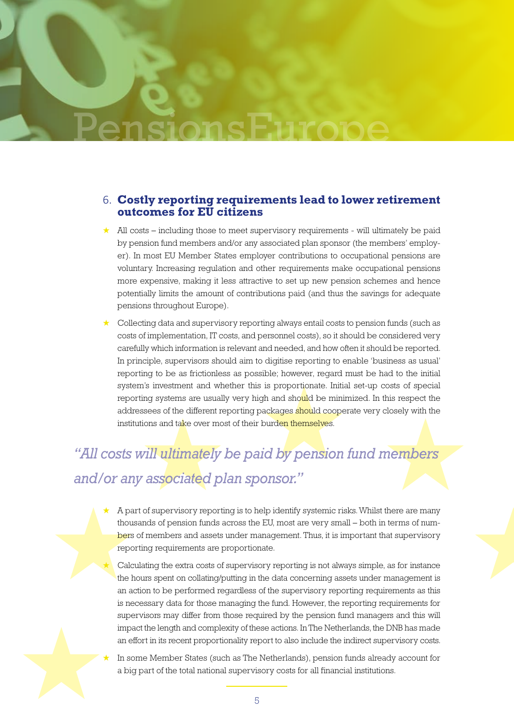## 6. Costly reporting requirements lead to lower retirement outcomes for EU citizens

- All costs – including those to meet supervisory requirements - will ultimately be paid by pension fund members and/or any associated plan sponsor (the members' employer). In most EU Member States employer contributions to occupational pensions are voluntary. Increasing regulation and other requirements make occupational pensions more expensive, making it less attractive to set up new pension schemes and hence potentially limits the amount of contributions paid (and thus the savings for adequate pensions throughout Europe).
- Collecting data and supervisory reporting always entail costs to pension funds (such as costs of implementation, IT costs, and personnel costs), so it should be considered very carefully which information is relevant and needed, and how often it should be reported. In principle, supervisors should aim to digitise reporting to enable 'business as usual' reporting to be as frictionless as possible; however, regard must be had to the initial system's investment and whether this is proportionate. Initial set-up costs of special reporting systems are usually very high and should be minimized. In this respect the addressees of the different reporting packages should cooperate very closely with the institutions and take over most of their burden themselves.

*"All costs will ultimately be paid by pension fund members and/or any associated plan sponsor."*

- A part of supervisory reporting is to help identify systemic risks. Whilst there are many thousands of pension funds across the EU, most are very small – both in terms of numbers of members and assets under management. Thus, it is important that supervisory reporting requirements are proportionate.
- Calculating the extra costs of supervisory reporting is not always simple, as for instance the hours spent on collating/putting in the data concerning assets under management is an action to be performed regardless of the supervisory reporting requirements as this is necessary data for those managing the fund. However, the reporting requirements for supervisors may differ from those required by the pension fund managers and this will impact the length and complexity of these actions. In The Netherlands, the DNB has made an effort in its recent proportionality report to also include the indirect supervisory costs.
- In some Member States (such as The Netherlands), pension funds already account for a big part of the total national supervisory costs for all financial institutions.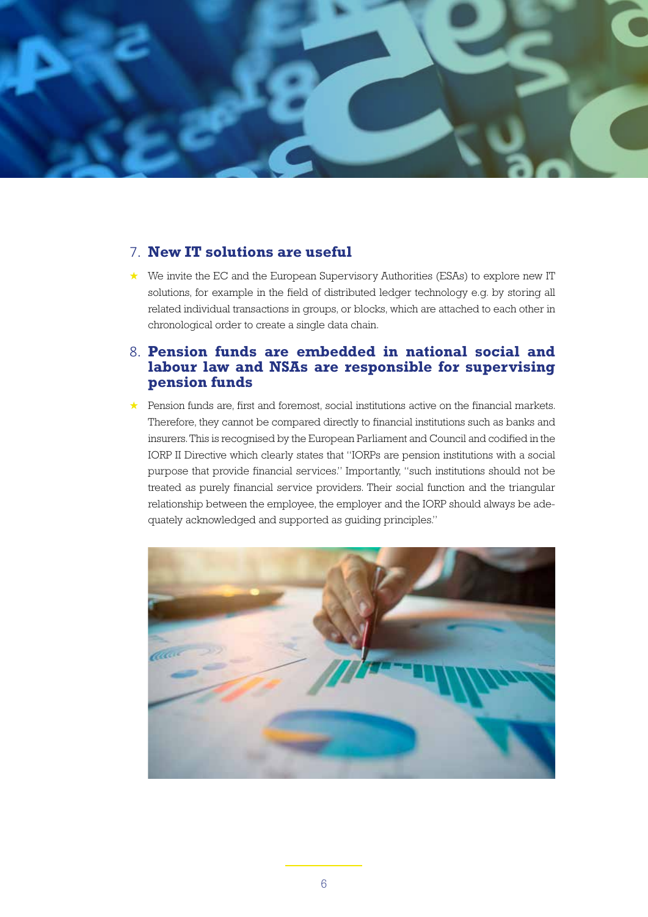## 7. New IT solutions are useful

- We invite the EC and the European Supervisory Authorities (ESAs) to explore new IT solutions, for example in the field of distributed ledger technology e.g. by storing all related individual transactions in groups, or blocks, which are attached to each other in chronological order to create a single data chain.

## 8. Pension funds are embedded in national social and labour law and NSAs are responsible for supervising pension funds

- Pension funds are, first and foremost, social institutions active on the financial markets. Therefore, they cannot be compared directly to financial institutions such as banks and insurers. This is recognised by the European Parliament and Council and codified in the IORP II Directive which clearly states that "IORPs are pension institutions with a social purpose that provide financial services." Importantly, "such institutions should not be treated as purely financial service providers. Their social function and the triangular relationship between the employee, the employer and the IORP should always be adequately acknowledged and supported as guiding principles."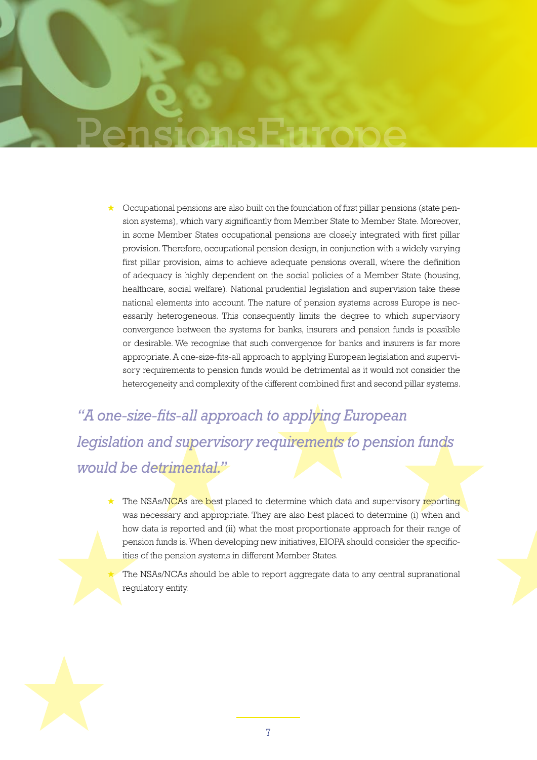- Occupational pensions are also built on the foundation of first pillar pensions (state pension systems), which vary significantly from Member State to Member State. Moreover, in some Member States occupational pensions are closely integrated with first pillar provision. Therefore, occupational pension design, in conjunction with a widely varying first pillar provision, aims to achieve adequate pensions overall, where the definition of adequacy is highly dependent on the social policies of a Member State (housing, healthcare, social welfare). National prudential legislation and supervision take these national elements into account. The nature of pension systems across Europe is necessarily heterogeneous. This consequently limits the degree to which supervisory convergence between the systems for banks, insurers and pension funds is possible or desirable. We recognise that such convergence for banks and insurers is far more appropriate. A one-size-fits-all approach to applying European legislation and supervisory requirements to pension funds would be detrimental as it would not consider the heterogeneity and complexity of the different combined first and second pillar systems.

*"A one-size-fits-all approach to applying European legislation and supervisory requirements to pension funds would be detrimental."*

- The NSAs/NCAs are best placed to determine which data and supervisory reporting was necessary and appropriate. They are also best placed to determine (i) when and how data is reported and (ii) what the most proportionate approach for their range of pension funds is. When developing new initiatives, EIOPA should consider the specificities of the pension systems in different Member States.
- The NSAs/NCAs should be able to report aggregate data to any central supranational regulatory entity.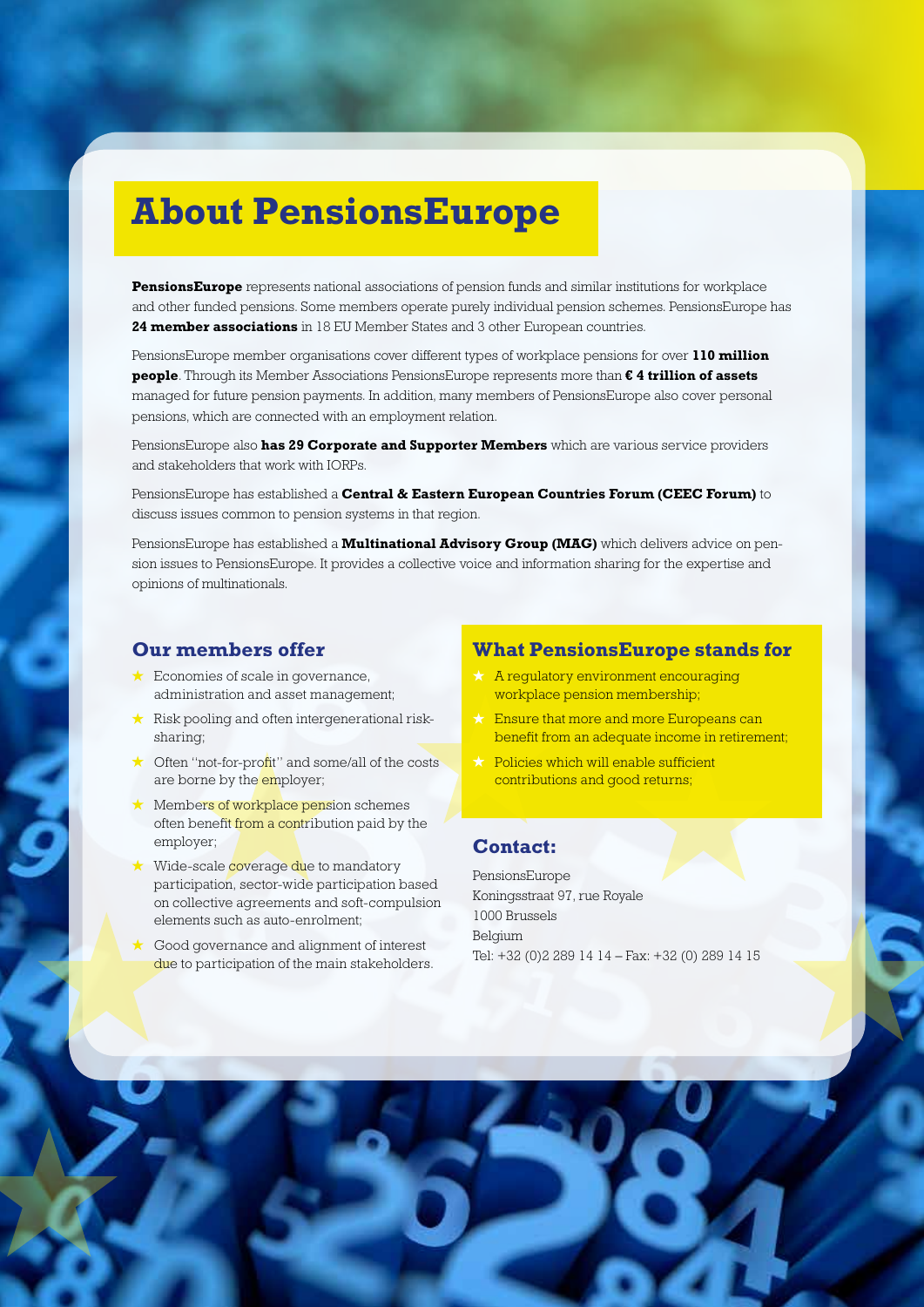# About PensionsEurope

**PensionsEurope** represents national associations of pension funds and similar institutions for workplace and other funded pensions. Some members operate purely individual pension schemes. PensionsEurope has **24 member associations** in 18 EU Member States and 3 other European countries.

PensionsEurope member organisations cover different types of workplace pensions for over **110 million people**. Through its Member Associations PensionsEurope represents more than **€ 4 trillion of assets** managed for future pension payments. In addition, many members of PensionsEurope also cover personal pensions, which are connected with an employment relation.

PensionsEurope also **has 29 Corporate and Supporter Members** which are various service providers and stakeholders that work with IORPs.

PensionsEurope has established a **Central & Eastern European Countries Forum (CEEC Forum)** to discuss issues common to pension systems in that region.

PensionsEurope has established a **Multinational Advisory Group (MAG)** which delivers advice on pension issues to PensionsEurope. It provides a collective voice and information sharing for the expertise and opinions of multinationals.

## Our members offer

- Economies of scale in governance, administration and asset management;
- Risk pooling and often intergenerational risk-sharing;
- Often "not-for-profit" and some/all of the costs are borne by the employer;
- Members of workplace pension schemes often benefit from a contribution paid by the employer;
- Wide-scale coverage due to mandatory participation, sector-wide participation based on collective agreements and soft-compulsion elements such as auto-enrolment;
- Good governance and alignment of interest due to participation of the main stakeholders.

## What PensionsEurope stands for

- A regulatory environment encouraging workplace pension membership;
- Ensure that more and more Europeans can benefit from an adequate income in retirement;
- Policies which will enable sufficient contributions and good returns;

## Contact:

PensionsEurope
Koningsstraat 97, rue Royale
1000 Brussels
Belgium
Tel: +32 (0)2 289 14 14 – Fax: +32 (0) 289 14 15